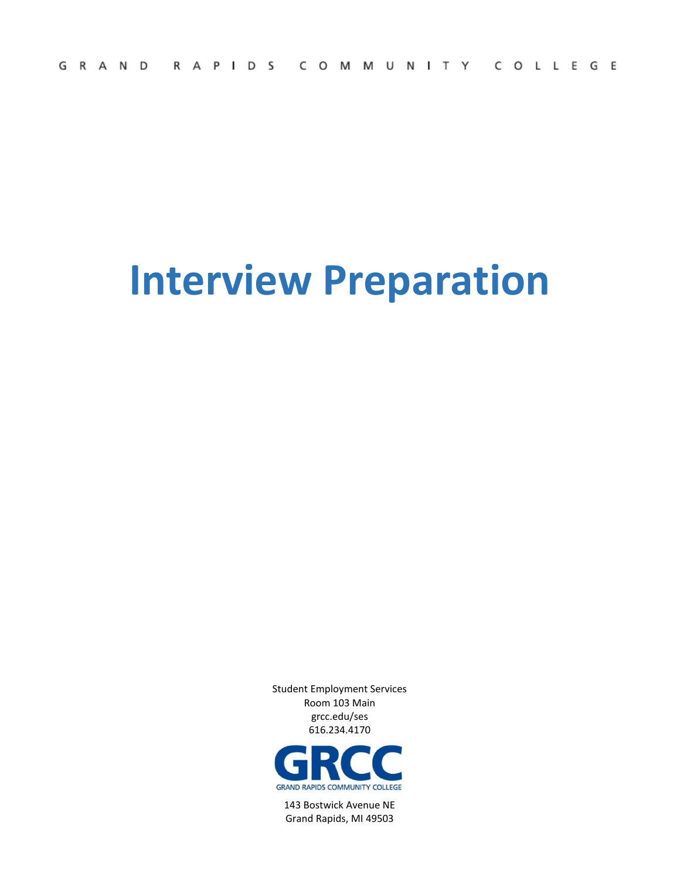GRAND RAPIDS COMMUNITY COLLEGE

# Interview Preparation

Student Employment Services
Room 103 Main
grcc.edu/ses
616.234.4170

GRCC
GRAND RAPIDS COMMUNITY COLLEGE

143 Bostwick Avenue NE
Grand Rapids, MI 49503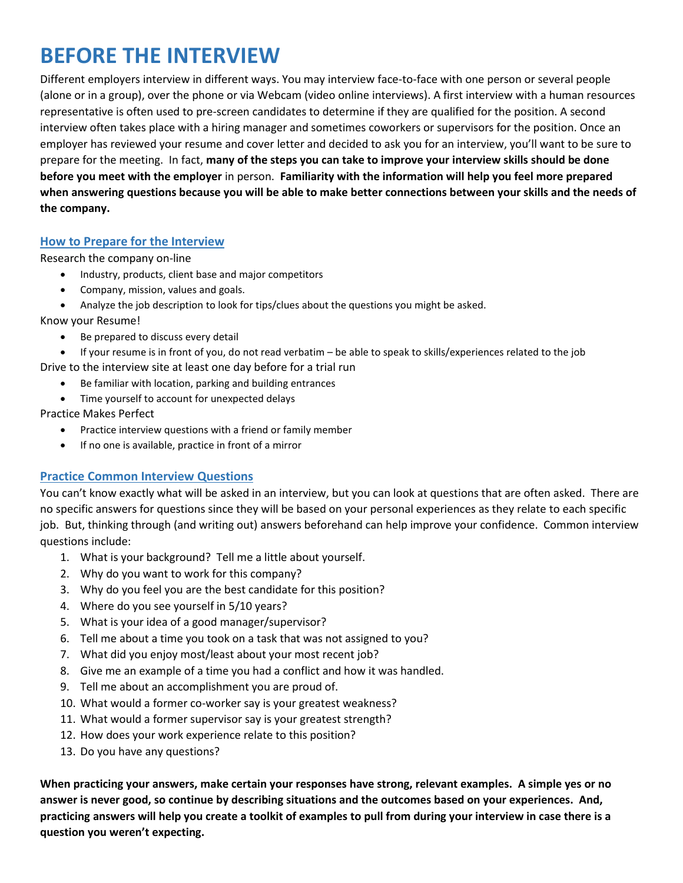# BEFORE THE INTERVIEW

Different employers interview in different ways. You may interview face-to-face with one person or several people (alone or in a group), over the phone or via Webcam (video online interviews). A first interview with a human resources representative is often used to pre-screen candidates to determine if they are qualified for the position. A second interview often takes place with a hiring manager and sometimes coworkers or supervisors for the position. Once an employer has reviewed your resume and cover letter and decided to ask you for an interview, you'll want to be sure to prepare for the meeting. In fact, **many of the steps you can take to improve your interview skills should be done before you meet with the employer** in person. **Familiarity with the information will help you feel more prepared when answering questions because you will be able to make better connections between your skills and the needs of the company.**

## How to Prepare for the Interview

Research the company on-line

- Industry, products, client base and major competitors
- Company, mission, values and goals.
- Analyze the job description to look for tips/clues about the questions you might be asked.

Know your Resume!

- Be prepared to discuss every detail
- If your resume is in front of you, do not read verbatim – be able to speak to skills/experiences related to the job

Drive to the interview site at least one day before for a trial run

- Be familiar with location, parking and building entrances
- Time yourself to account for unexpected delays

Practice Makes Perfect

- Practice interview questions with a friend or family member
- If no one is available, practice in front of a mirror

## Practice Common Interview Questions

You can't know exactly what will be asked in an interview, but you can look at questions that are often asked. There are no specific answers for questions since they will be based on your personal experiences as they relate to each specific job. But, thinking through (and writing out) answers beforehand can help improve your confidence. Common interview questions include:

1. What is your background? Tell me a little about yourself.
2. Why do you want to work for this company?
3. Why do you feel you are the best candidate for this position?
4. Where do you see yourself in 5/10 years?
5. What is your idea of a good manager/supervisor?
6. Tell me about a time you took on a task that was not assigned to you?
7. What did you enjoy most/least about your most recent job?
8. Give me an example of a time you had a conflict and how it was handled.
9. Tell me about an accomplishment you are proud of.
10. What would a former co-worker say is your greatest weakness?
11. What would a former supervisor say is your greatest strength?
12. How does your work experience relate to this position?
13. Do you have any questions?

**When practicing your answers, make certain your responses have strong, relevant examples. A simple yes or no answer is never good, so continue by describing situations and the outcomes based on your experiences. And, practicing answers will help you create a toolkit of examples to pull from during your interview in case there is a question you weren't expecting.**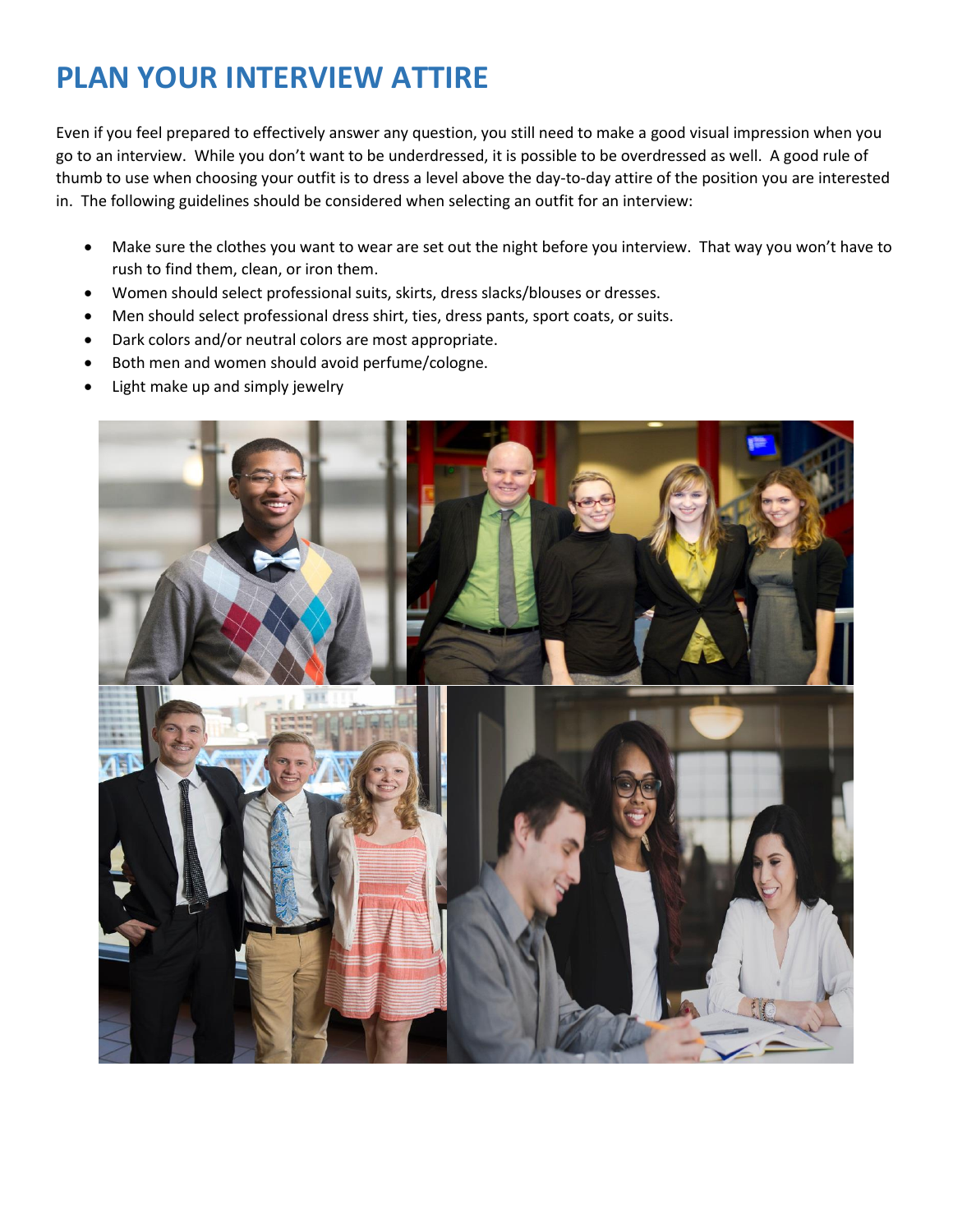# PLAN YOUR INTERVIEW ATTIRE

Even if you feel prepared to effectively answer any question, you still need to make a good visual impression when you go to an interview. While you don't want to be underdressed, it is possible to be overdressed as well. A good rule of thumb to use when choosing your outfit is to dress a level above the day-to-day attire of the position you are interested in. The following guidelines should be considered when selecting an outfit for an interview:

- Make sure the clothes you want to wear are set out the night before you interview. That way you won't have to rush to find them, clean, or iron them.
- Women should select professional suits, skirts, dress slacks/blouses or dresses.
- Men should select professional dress shirt, ties, dress pants, sport coats, or suits.
- Dark colors and/or neutral colors are most appropriate.
- Both men and women should avoid perfume/cologne.
- Light make up and simply jewelry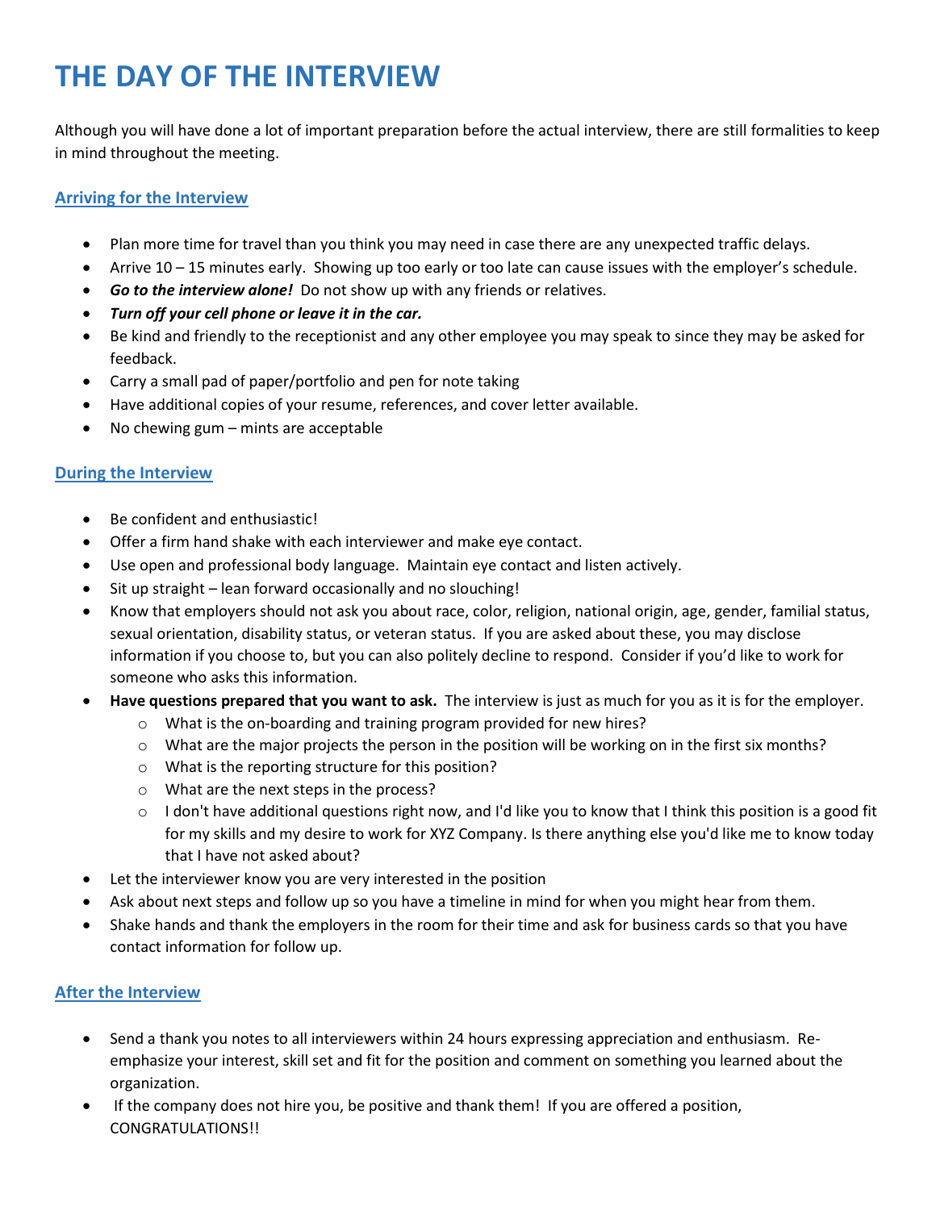# THE DAY OF THE INTERVIEW

Although you will have done a lot of important preparation before the actual interview, there are still formalities to keep in mind throughout the meeting.

## Arriving for the Interview

- Plan more time for travel than you think you may need in case there are any unexpected traffic delays.
- Arrive 10 – 15 minutes early. Showing up too early or too late can cause issues with the employer's schedule.
- ***Go to the interview alone!*** Do not show up with any friends or relatives.
- ***Turn off your cell phone or leave it in the car.***
- Be kind and friendly to the receptionist and any other employee you may speak to since they may be asked for feedback.
- Carry a small pad of paper/portfolio and pen for note taking
- Have additional copies of your resume, references, and cover letter available.
- No chewing gum – mints are acceptable

## During the Interview

- Be confident and enthusiastic!
- Offer a firm hand shake with each interviewer and make eye contact.
- Use open and professional body language. Maintain eye contact and listen actively.
- Sit up straight – lean forward occasionally and no slouching!
- Know that employers should not ask you about race, color, religion, national origin, age, gender, familial status, sexual orientation, disability status, or veteran status. If you are asked about these, you may disclose information if you choose to, but you can also politely decline to respond. Consider if you'd like to work for someone who asks this information.
- **Have questions prepared that you want to ask.** The interview is just as much for you as it is for the employer.
  - What is the on-boarding and training program provided for new hires?
  - What are the major projects the person in the position will be working on in the first six months?
  - What is the reporting structure for this position?
  - What are the next steps in the process?
  - I don't have additional questions right now, and I'd like you to know that I think this position is a good fit for my skills and my desire to work for XYZ Company. Is there anything else you'd like me to know today that I have not asked about?
- Let the interviewer know you are very interested in the position
- Ask about next steps and follow up so you have a timeline in mind for when you might hear from them.
- Shake hands and thank the employers in the room for their time and ask for business cards so that you have contact information for follow up.

## After the Interview

- Send a thank you notes to all interviewers within 24 hours expressing appreciation and enthusiasm. Re-emphasize your interest, skill set and fit for the position and comment on something you learned about the organization.
- If the company does not hire you, be positive and thank them! If you are offered a position, CONGRATULATIONS!!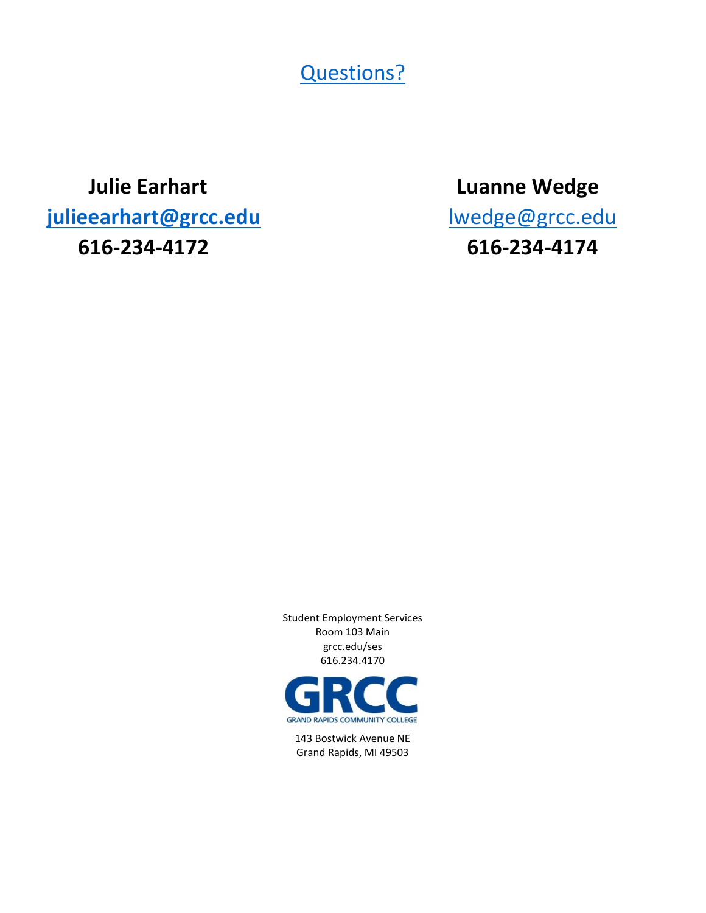# Questions?

**Julie Earhart**
**julieearhart@grcc.edu**
**616-234-4172**

**Luanne Wedge**
lwedge@grcc.edu
**616-234-4174**

Student Employment Services
Room 103 Main
grcc.edu/ses
616.234.4170

GRCC
GRAND RAPIDS COMMUNITY COLLEGE

143 Bostwick Avenue NE
Grand Rapids, MI 49503